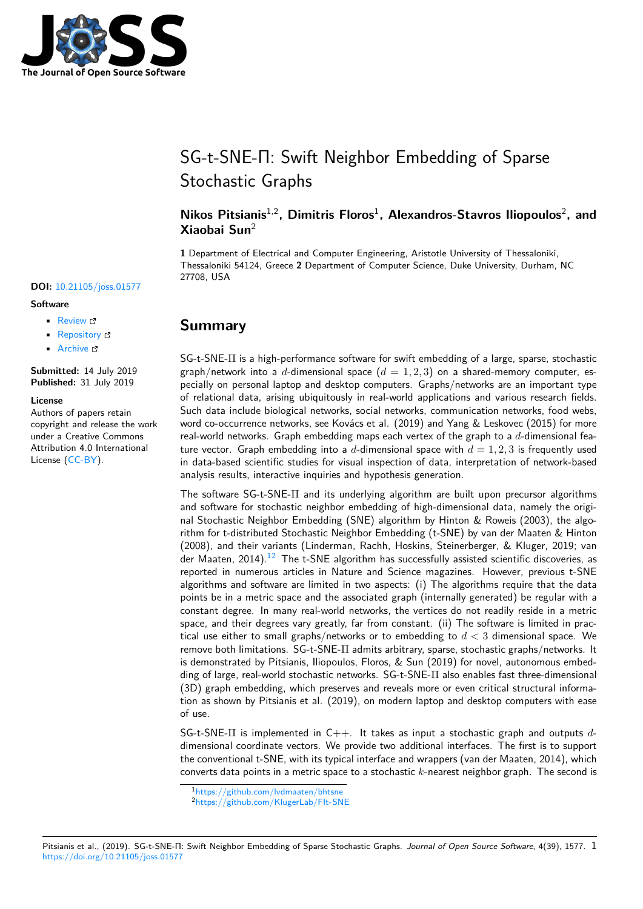# SG-t-SNE-Π: Swift Neighbor Embedding of Sparse Stochastic Graphs

**Nikos Pitsianis**[1,2], **Dimitris Floros**[1], **Alexandros-Stavros Iliopoulos**[2], **and Xiaobai Sun**[2]

**1** Department of Electrical and Computer Engineering, Aristotle University of Thessaloniki, Thessaloniki 54124, Greece **2** Department of Computer Science, Duke University, Durham, NC 27708, USA

**DOI:** 10.21105/joss.01577

**Software**

- Review
- Repository
- Archive

**Submitted:** 14 July 2019
**Published:** 31 July 2019

**License**
Authors of papers retain copyright and release the work under a Creative Commons Attribution 4.0 International License (CC-BY).

## Summary

SG-t-SNE-Π is a high-performance software for swift embedding of a large, sparse, stochastic graph/network into a $d$-dimensional space ($d = 1, 2, 3$) on a shared-memory computer, especially on personal laptop and desktop computers. Graphs/networks are an important type of relational data, arising ubiquitously in real-world applications and various research fields. Such data include biological networks, social networks, communication networks, food webs, word co-occurrence networks, see Kovács et al. (2019) and Yang & Leskovec (2015) for more real-world networks. Graph embedding maps each vertex of the graph to a $d$-dimensional feature vector. Graph embedding into a $d$-dimensional space with $d = 1, 2, 3$ is frequently used in data-based scientific studies for visual inspection of data, interpretation of network-based analysis results, interactive inquiries and hypothesis generation.

The software SG-t-SNE-Π and its underlying algorithm are built upon precursor algorithms and software for stochastic neighbor embedding of high-dimensional data, namely the original Stochastic Neighbor Embedding (SNE) algorithm by Hinton & Roweis (2003), the algorithm for t-distributed Stochastic Neighbor Embedding (t-SNE) by van der Maaten & Hinton (2008), and their variants (Linderman, Rachh, Hoskins, Steinerberger, & Kluger, 2019; van der Maaten, 2014).[1][2] The t-SNE algorithm has successfully assisted scientific discoveries, as reported in numerous articles in Nature and Science magazines. However, previous t-SNE algorithms and software are limited in two aspects: (i) The algorithms require that the data points be in a metric space and the associated graph (internally generated) be regular with a constant degree. In many real-world networks, the vertices do not readily reside in a metric space, and their degrees vary greatly, far from constant. (ii) The software is limited in practical use either to small graphs/networks or to embedding to $d < 3$ dimensional space. We remove both limitations. SG-t-SNE-Π admits arbitrary, sparse, stochastic graphs/networks. It is demonstrated by Pitsianis, Iliopoulos, Floros, & Sun (2019) for novel, autonomous embedding of large, real-world stochastic networks. SG-t-SNE-Π also enables fast three-dimensional (3D) graph embedding, which preserves and reveals more or even critical structural information as shown by Pitsianis et al. (2019), on modern laptop and desktop computers with ease of use.

SG-t-SNE-Π is implemented in C++. It takes as input a stochastic graph and outputs $d$-dimensional coordinate vectors. We provide two additional interfaces. The first is to support the conventional t-SNE, with its typical interface and wrappers (van der Maaten, 2014), which converts data points in a metric space to a stochastic $k$-nearest neighbor graph. The second is

[1] https://github.com/lvdmaaten/bhtsne
[2] https://github.com/KlugerLab/FIt-SNE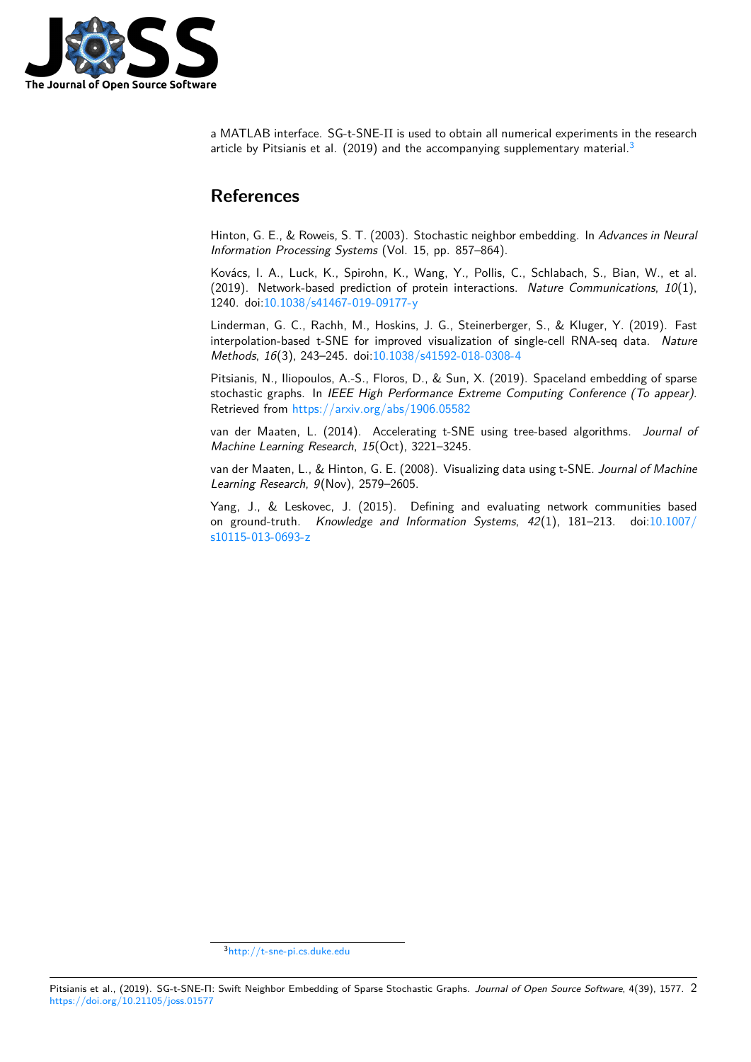a MATLAB interface. SG-t-SNE-II is used to obtain all numerical experiments in the research article by Pitsianis et al. (2019) and the accompanying supplementary material.[3]

## References

Hinton, G. E., & Roweis, S. T. (2003). Stochastic neighbor embedding. In *Advances in Neural Information Processing Systems* (Vol. 15, pp. 857–864).

Kovács, I. A., Luck, K., Spirohn, K., Wang, Y., Pollis, C., Schlabach, S., Bian, W., et al. (2019). Network-based prediction of protein interactions. *Nature Communications*, *10*(1), 1240. doi:10.1038/s41467-019-09177-y

Linderman, G. C., Rachh, M., Hoskins, J. G., Steinerberger, S., & Kluger, Y. (2019). Fast interpolation-based t-SNE for improved visualization of single-cell RNA-seq data. *Nature Methods*, *16*(3), 243–245. doi:10.1038/s41592-018-0308-4

Pitsianis, N., Iliopoulos, A.-S., Floros, D., & Sun, X. (2019). Spaceland embedding of sparse stochastic graphs. In *IEEE High Performance Extreme Computing Conference (To appear)*. Retrieved from https://arxiv.org/abs/1906.05582

van der Maaten, L. (2014). Accelerating t-SNE using tree-based algorithms. *Journal of Machine Learning Research*, *15*(Oct), 3221–3245.

van der Maaten, L., & Hinton, G. E. (2008). Visualizing data using t-SNE. *Journal of Machine Learning Research*, *9*(Nov), 2579–2605.

Yang, J., & Leskovec, J. (2015). Defining and evaluating network communities based on ground-truth. *Knowledge and Information Systems*, *42*(1), 181–213. doi:10.1007/s10115-013-0693-z

[3] http://t-sne-pi.cs.duke.edu